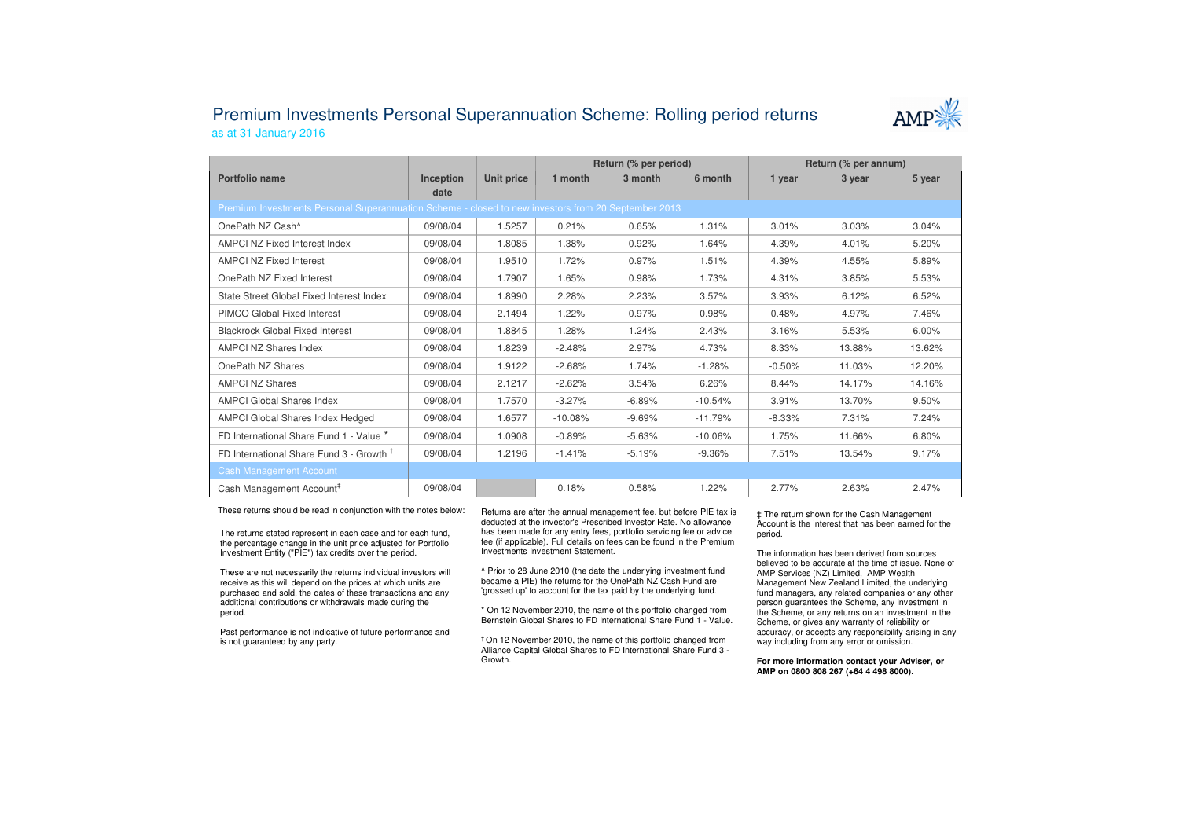# Premium Investments Personal Superannuation Scheme: Rolling period returns

as at 31 January 2016

| | | | Return (% per period) | | | Return (% per annum) | | |
|---|---|---|---|---|---|---|---|---|
| **Portfolio name** | **Inception date** | **Unit price** | **1 month** | **3 month** | **6 month** | **1 year** | **3 year** | **5 year** |
| Premium Investments Personal Superannuation Scheme - closed to new investors from 20 September 2013 | | | | | | | | |
| OnePath NZ Cash^ | 09/08/04 | 1.5257 | 0.21% | 0.65% | 1.31% | 3.01% | 3.03% | 3.04% |
| AMPCI NZ Fixed Interest Index | 09/08/04 | 1.8085 | 1.38% | 0.92% | 1.64% | 4.39% | 4.01% | 5.20% |
| AMPCI NZ Fixed Interest | 09/08/04 | 1.9510 | 1.72% | 0.97% | 1.51% | 4.39% | 4.55% | 5.89% |
| OnePath NZ Fixed Interest | 09/08/04 | 1.7907 | 1.65% | 0.98% | 1.73% | 4.31% | 3.85% | 5.53% |
| State Street Global Fixed Interest Index | 09/08/04 | 1.8990 | 2.28% | 2.23% | 3.57% | 3.93% | 6.12% | 6.52% |
| PIMCO Global Fixed Interest | 09/08/04 | 2.1494 | 1.22% | 0.97% | 0.98% | 0.48% | 4.97% | 7.46% |
| Blackrock Global Fixed Interest | 09/08/04 | 1.8845 | 1.28% | 1.24% | 2.43% | 3.16% | 5.53% | 6.00% |
| AMPCI NZ Shares Index | 09/08/04 | 1.8239 | -2.48% | 2.97% | 4.73% | 8.33% | 13.88% | 13.62% |
| OnePath NZ Shares | 09/08/04 | 1.9122 | -2.68% | 1.74% | -1.28% | -0.50% | 11.03% | 12.20% |
| AMPCI NZ Shares | 09/08/04 | 2.1217 | -2.62% | 3.54% | 6.26% | 8.44% | 14.17% | 14.16% |
| AMPCI Global Shares Index | 09/08/04 | 1.7570 | -3.27% | -6.89% | -10.54% | 3.91% | 13.70% | 9.50% |
| AMPCI Global Shares Index Hedged | 09/08/04 | 1.6577 | -10.08% | -9.69% | -11.79% | -8.33% | 7.31% | 7.24% |
| FD International Share Fund 1 - Value * | 09/08/04 | 1.0908 | -0.89% | -5.63% | -10.06% | 1.75% | 11.66% | 6.80% |
| FD International Share Fund 3 - Growth † | 09/08/04 | 1.2196 | -1.41% | -5.19% | -9.36% | 7.51% | 13.54% | 9.17% |
| Cash Management Account | | | | | | | | |
| Cash Management Account‡ | 09/08/04 | | 0.18% | 0.58% | 1.22% | 2.77% | 2.63% | 2.47% |

These returns should be read in conjunction with the notes below:

The returns stated represent in each case and for each fund, the percentage change in the unit price adjusted for Portfolio Investment Entity ("PIE") tax credits over the period.

These are not necessarily the returns individual investors will receive as this will depend on the prices at which units are purchased and sold, the dates of these transactions and any additional contributions or withdrawals made during the period.

Past performance is not indicative of future performance and is not guaranteed by any party.

Returns are after the annual management fee, but before PIE tax is deducted at the investor's Prescribed Investor Rate. No allowance has been made for any entry fees, portfolio servicing fee or advice fee (if applicable). Full details on fees can be found in the Premium Investments Investment Statement.

^ Prior to 28 June 2010 (the date the underlying investment fund became a PIE) the returns for the OnePath NZ Cash Fund are 'grossed up' to account for the tax paid by the underlying fund.

\* On 12 November 2010, the name of this portfolio changed from Bernstein Global Shares to FD International Share Fund 1 - Value.

† On 12 November 2010, the name of this portfolio changed from Alliance Capital Global Shares to FD International Share Fund 3 - Growth.

‡ The return shown for the Cash Management Account is the interest that has been earned for the period.

The information has been derived from sources believed to be accurate at the time of issue. None of AMP Services (NZ) Limited, AMP Wealth Management New Zealand Limited, the underlying fund managers, any related companies or any other person guarantees the Scheme, any investment in the Scheme, or any returns on an investment in the Scheme, or gives any warranty of reliability or accuracy, or accepts any responsibility arising in any way including from any error or omission.

**For more information contact your Adviser, or AMP on 0800 808 267 (+64 4 498 8000).**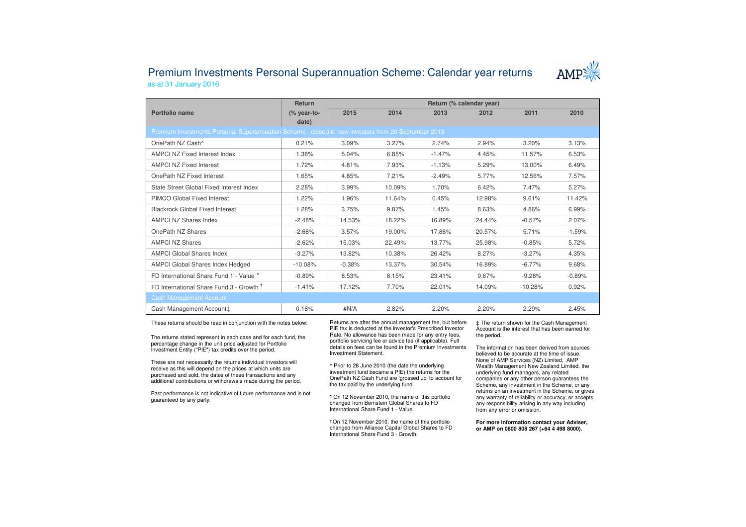# Premium Investments Personal Superannuation Scheme: Calendar year returns

as at 31 January 2016

| Portfolio name | Return (% year-to-date) | Return (% calendar year) | | | | | |
|---|---|---|---|---|---|---|---|
| | | 2015 | 2014 | 2013 | 2012 | 2011 | 2010 |
| **Premium Investments Personal Superannuation Scheme - closed to new investors from 20 September 2013** | | | | | | | |
| OnePath NZ Cash^ | 0.21% | 3.09% | 3.27% | 2.74% | 2.94% | 3.20% | 3.13% |
| AMPCI NZ Fixed Interest Index | 1.38% | 5.04% | 6.85% | -1.47% | 4.45% | 11.57% | 6.53% |
| AMPCI NZ Fixed Interest | 1.72% | 4.81% | 7.93% | -1.13% | 5.29% | 13.00% | 6.49% |
| OnePath NZ Fixed Interest | 1.65% | 4.85% | 7.21% | -2.49% | 5.77% | 12.56% | 7.57% |
| State Street Global Fixed Interest Index | 2.28% | 3.99% | 10.09% | 1.70% | 6.42% | 7.47% | 5.27% |
| PIMCO Global Fixed Interest | 1.22% | 1.96% | 11.64% | 0.45% | 12.98% | 9.61% | 11.42% |
| Blackrock Global Fixed Interest | 1.28% | 3.75% | 9.87% | 1.45% | 8.63% | 4.86% | 6.99% |
| AMPCI NZ Shares Index | -2.48% | 14.53% | 18.22% | 16.89% | 24.44% | -0.57% | 2.07% |
| OnePath NZ Shares | -2.68% | 3.57% | 19.00% | 17.86% | 20.57% | 5.71% | -1.59% |
| AMPCI NZ Shares | -2.62% | 15.03% | 22.49% | 13.77% | 25.98% | -0.85% | 5.72% |
| AMPCI Global Shares Index | -3.27% | 13.82% | 10.38% | 26.42% | 8.27% | -3.27% | 4.35% |
| AMPCI Global Shares Index Hedged | -10.08% | -0.38% | 13.37% | 30.54% | 16.89% | -6.77% | 9.68% |
| FD International Share Fund 1 - Value * | -0.89% | 8.53% | 8.15% | 23.41% | 9.67% | -9.28% | -0.89% |
| FD International Share Fund 3 - Growth † | -1.41% | 17.12% | 7.70% | 22.01% | 14.09% | -10.28% | 0.92% |
| **Cash Management Account** | | | | | | | |
| Cash Management Account‡ | 0.18% | #N/A | 2.82% | 2.20% | 2.20% | 2.29% | 2.45% |

These returns should be read in conjunction with the notes below:

The returns stated represent in each case and for each fund, the percentage change in the unit price adjusted for Portfolio Investment Entity ("PIE") tax credits over the period.

These are not necessarily the returns individual investors will receive as this will depend on the prices at which units are purchased and sold, the dates of these transactions and any additional contributions or withdrawals made during the period.

Past performance is not indicative of future performance and is not guaranteed by any party.

Returns are after the annual management fee, but before PIE tax is deducted at the investor's Prescribed Investor Rate. No allowance has been made for any entry fees, portfolio servicing fee or advice fee (if applicable). Full details on fees can be found in the Premium Investments Investment Statement.

^ Prior to 28 June 2010 (the date the underlying investment fund became a PIE) the returns for the OnePath NZ Cash Fund are 'grossed up' to account for the tax paid by the underlying fund.

* On 12 November 2010, the name of this portfolio changed from Bernstein Global Shares to FD International Share Fund 1 - Value.

† On 12 November 2010, the name of this portfolio changed from Alliance Capital Global Shares to FD International Share Fund 3 - Growth.

‡ The return shown for the Cash Management Account is the interest that has been earned for the period.

The information has been derived from sources believed to be accurate at the time of issue. None of AMP Services (NZ) Limited, AMP Wealth Management New Zealand Limited, the underlying fund managers, any related companies or any other person guarantees the Scheme, any investment in the Scheme, or any returns on an investment in the Scheme, or gives any warranty of reliability or accuracy, or accepts any responsibility arising in any way including from any error or omission.

**For more information contact your Adviser, or AMP on 0800 808 267 (+64 4 498 8000).**